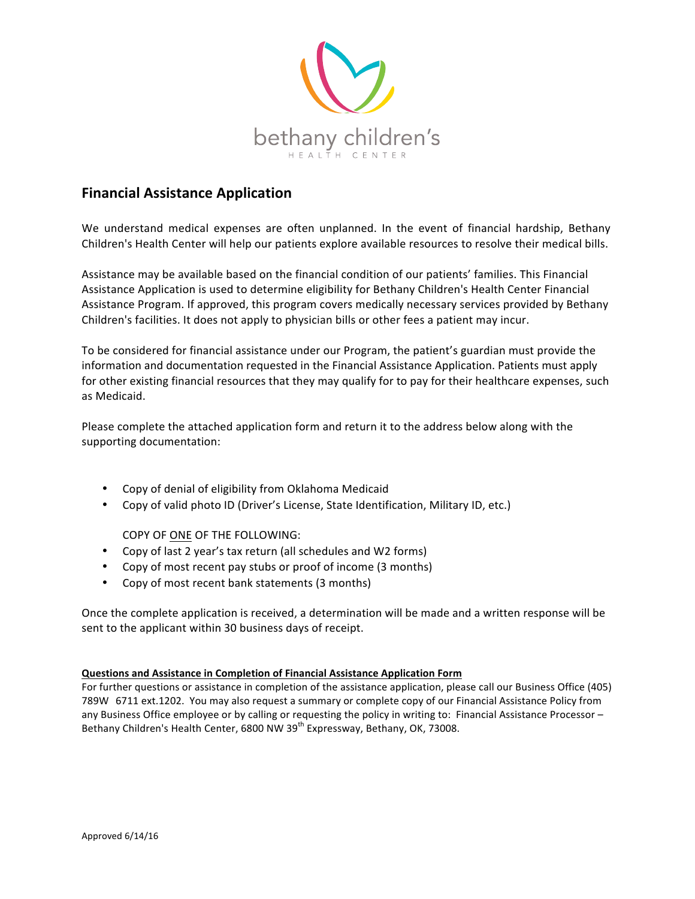bethany children's

HEALTH CENTER

## Financial Assistance Application

We understand medical expenses are often unplanned. In the event of financial hardship, Bethany Children's Health Center will help our patients explore available resources to resolve their medical bills.

Assistance may be available based on the financial condition of our patients' families. This Financial Assistance Application is used to determine eligibility for Bethany Children's Health Center Financial Assistance Program. If approved, this program covers medically necessary services provided by Bethany Children's facilities. It does not apply to physician bills or other fees a patient may incur.

To be considered for financial assistance under our Program, the patient's guardian must provide the information and documentation requested in the Financial Assistance Application. Patients must apply for other existing financial resources that they may qualify for to pay for their healthcare expenses, such as Medicaid.

Please complete the attached application form and return it to the address below along with the supporting documentation:

- Copy of denial of eligibility from Oklahoma Medicaid
- Copy of valid photo ID (Driver's License, State Identification, Military ID, etc.)

COPY OF ONE OF THE FOLLOWING:

- Copy of last 2 year's tax return (all schedules and W2 forms)
- Copy of most recent pay stubs or proof of income (3 months)
- Copy of most recent bank statements (3 months)

Once the complete application is received, a determination will be made and a written response will be sent to the applicant within 30 business days of receipt.

**Questions and Assistance in Completion of Financial Assistance Application Form**

For further questions or assistance in completion of the assistance application, please call our Business Office (405) 789W 6711 ext.1202. You may also request a summary or complete copy of our Financial Assistance Policy from any Business Office employee or by calling or requesting the policy in writing to: Financial Assistance Processor – Bethany Children's Health Center, 6800 NW 39th Expressway, Bethany, OK, 73008.

Approved 6/14/16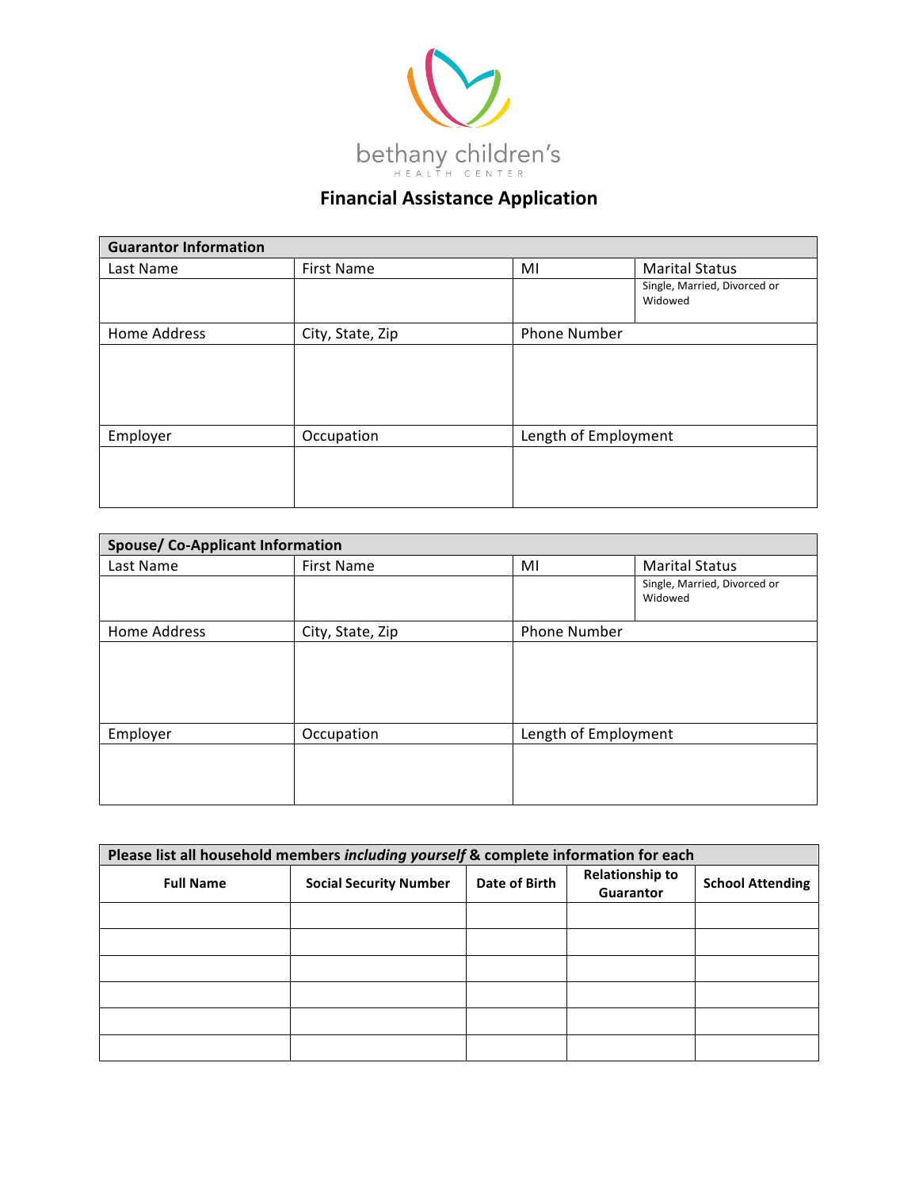bethany children's

HEALTH CENTER

# Financial Assistance Application

| Guarantor Information | | | |
|---|---|---|---|
| Last Name | First Name | MI | Marital Status |
| | | | Single, Married, Divorced or Widowed |
| Home Address | City, State, Zip | Phone Number | |
| | | | |
| Employer | Occupation | Length of Employment | |
| | | | |

| Spouse/ Co-Applicant Information | | | |
|---|---|---|---|
| Last Name | First Name | MI | Marital Status |
| | | | Single, Married, Divorced or Widowed |
| Home Address | City, State, Zip | Phone Number | |
| | | | |
| Employer | Occupation | Length of Employment | |
| | | | |

| Please list all household members *including yourself* & complete information for each | | | | |
|---|---|---|---|---|
| **Full Name** | **Social Security Number** | **Date of Birth** | **Relationship to Guarantor** | **School Attending** |
| | | | | |
| | | | | |
| | | | | |
| | | | | |
| | | | | |
| | | | | |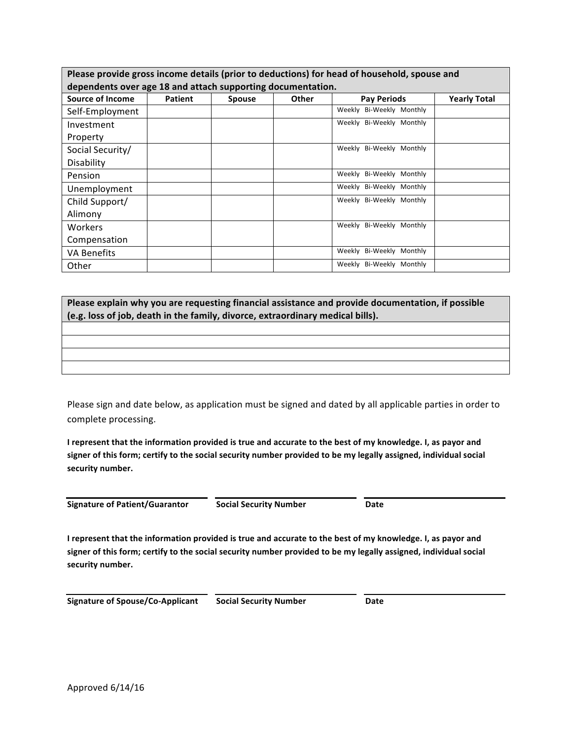| Please provide gross income details (prior to deductions) for head of household, spouse and dependents over age 18 and attach supporting documentation. | | | | | |
|---|---|---|---|---|---|
| **Source of Income** | **Patient** | **Spouse** | **Other** | **Pay Periods** | **Yearly Total** |
| Self-Employment | | | | Weekly Bi-Weekly Monthly | |
| Investment Property | | | | Weekly Bi-Weekly Monthly | |
| Social Security/ Disability | | | | Weekly Bi-Weekly Monthly | |
| Pension | | | | Weekly Bi-Weekly Monthly | |
| Unemployment | | | | Weekly Bi-Weekly Monthly | |
| Child Support/ Alimony | | | | Weekly Bi-Weekly Monthly | |
| Workers Compensation | | | | Weekly Bi-Weekly Monthly | |
| VA Benefits | | | | Weekly Bi-Weekly Monthly | |
| Other | | | | Weekly Bi-Weekly Monthly | |

| Please explain why you are requesting financial assistance and provide documentation, if possible (e.g. loss of job, death in the family, divorce, extraordinary medical bills). |
|---|
| |
| |
| |
| |

Please sign and date below, as application must be signed and dated by all applicable parties in order to complete processing.

**I represent that the information provided is true and accurate to the best of my knowledge. I, as payor and signer of this form; certify to the social security number provided to be my legally assigned, individual social security number.**

| **Signature of Patient/Guarantor** | **Social Security Number** | **Date** |
|---|---|---|

**I represent that the information provided is true and accurate to the best of my knowledge. I, as payor and signer of this form; certify to the social security number provided to be my legally assigned, individual social security number.**

| **Signature of Spouse/Co-Applicant** | **Social Security Number** | **Date** |
|---|---|---|

Approved 6/14/16